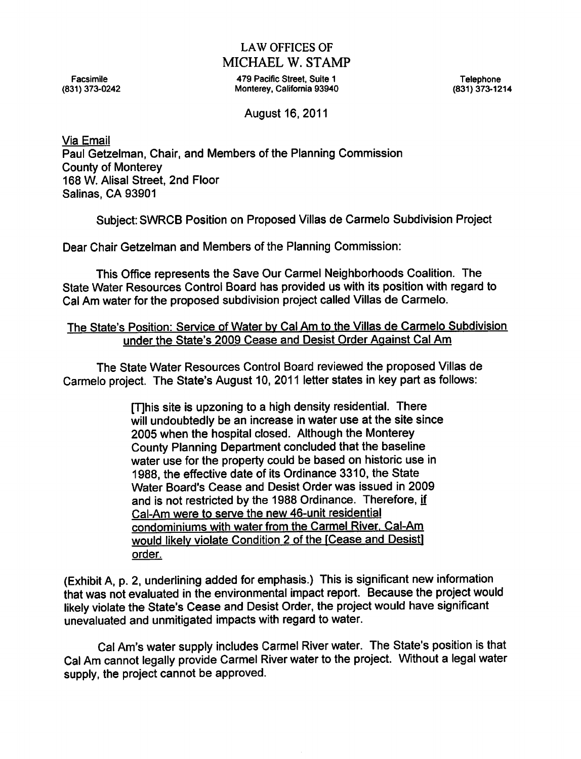# LAW OFFICES OF
# MICHAEL W. STAMP

Facsimile
(831) 373-0242

479 Pacific Street, Suite 1
Monterey, California 93940

Telephone
(831) 373-1214

August 16, 2011

Via Email
Paul Getzelman, Chair, and Members of the Planning Commission
County of Monterey
168 W. Alisal Street, 2nd Floor
Salinas, CA 93901

Subject: SWRCB Position on Proposed Villas de Carmelo Subdivision Project

Dear Chair Getzelman and Members of the Planning Commission:

This Office represents the Save Our Carmel Neighborhoods Coalition. The State Water Resources Control Board has provided us with its position with regard to Cal Am water for the proposed subdivision project called Villas de Carmelo.

## The State's Position: Service of Water by Cal Am to the Villas de Carmelo Subdivision under the State's 2009 Cease and Desist Order Against Cal Am

The State Water Resources Control Board reviewed the proposed Villas de Carmelo project. The State's August 10, 2011 letter states in key part as follows:

> [T]his site is upzoning to a high density residential. There will undoubtedly be an increase in water use at the site since 2005 when the hospital closed. Although the Monterey County Planning Department concluded that the baseline water use for the property could be based on historic use in 1988, the effective date of its Ordinance 3310, the State Water Board's Cease and Desist Order was issued in 2009 and is not restricted by the 1988 Ordinance. Therefore, <u>if Cal-Am were to serve the new 46-unit residential condominiums with water from the Carmel River, Cal-Am would likely violate Condition 2 of the [Cease and Desist] order.</u>

(Exhibit A, p. 2, underlining added for emphasis.) This is significant new information that was not evaluated in the environmental impact report. Because the project would likely violate the State's Cease and Desist Order, the project would have significant unevaluated and unmitigated impacts with regard to water.

Cal Am's water supply includes Carmel River water. The State's position is that Cal Am cannot legally provide Carmel River water to the project. Without a legal water supply, the project cannot be approved.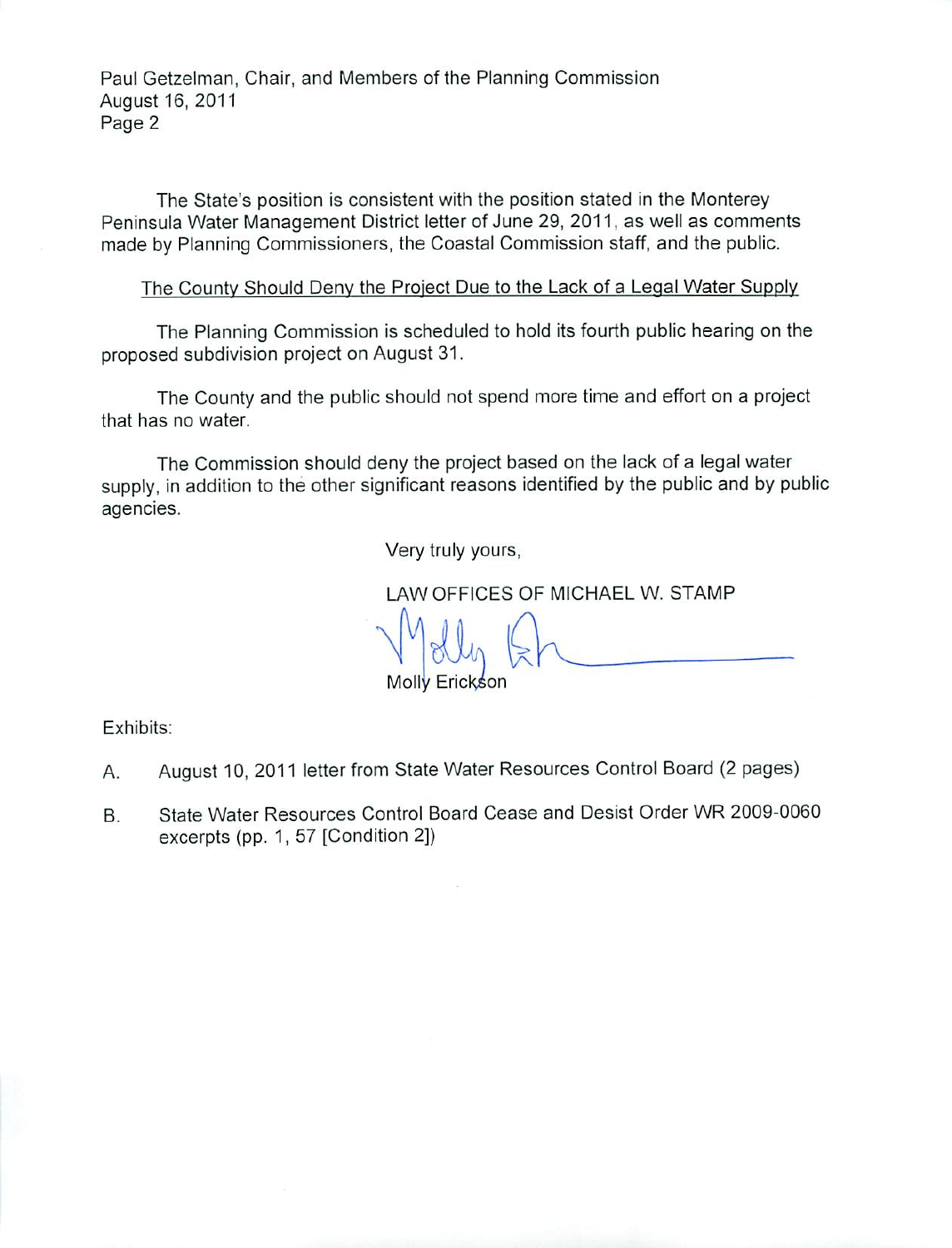The State's position is consistent with the position stated in the Monterey Peninsula Water Management District letter of June 29, 2011, as well as comments made by Planning Commissioners, the Coastal Commission staff, and the public.

<u>The County Should Deny the Project Due to the Lack of a Legal Water Supply</u>

The Planning Commission is scheduled to hold its fourth public hearing on the proposed subdivision project on August 31.

The County and the public should not spend more time and effort on a project that has no water.

The Commission should deny the project based on the lack of a legal water supply, in addition to the other significant reasons identified by the public and by public agencies.

Very truly yours,

LAW OFFICES OF MICHAEL W. STAMP

Molly Erickson

Exhibits:

A. August 10, 2011 letter from State Water Resources Control Board (2 pages)

B. State Water Resources Control Board Cease and Desist Order WR 2009-0060 excerpts (pp. 1, 57 [Condition 2])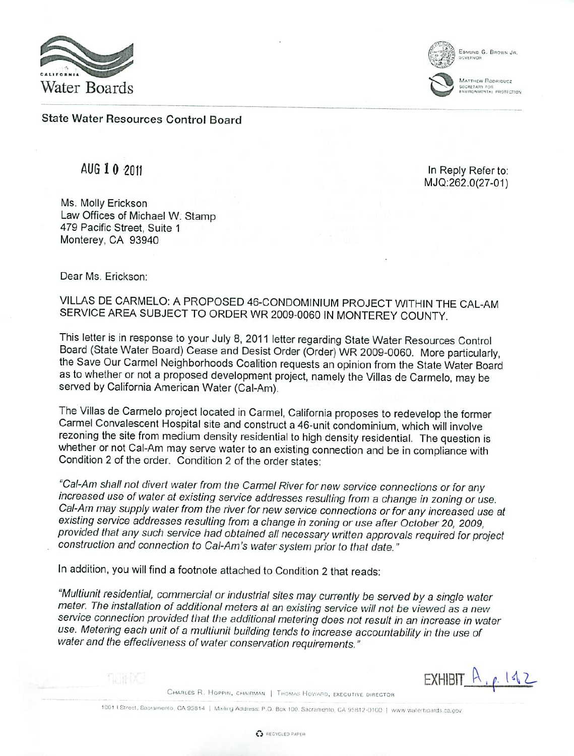California Water Boards

State Water Resources Control Board

Edmund G. Brown Jr., Governor

Matthew Rodriquez, Secretary for Environmental Protection

AUG 10 2011

In Reply Refer to:
MJQ:262.0(27-01)

Ms. Molly Erickson
Law Offices of Michael W. Stamp
479 Pacific Street, Suite 1
Monterey, CA 93940

Dear Ms. Erickson:

VILLAS DE CARMELO: A PROPOSED 46-CONDOMINIUM PROJECT WITHIN THE CAL-AM SERVICE AREA SUBJECT TO ORDER WR 2009-0060 IN MONTEREY COUNTY.

This letter is in response to your July 8, 2011 letter regarding State Water Resources Control Board (State Water Board) Cease and Desist Order (Order) WR 2009-0060. More particularly, the Save Our Carmel Neighborhoods Coalition requests an opinion from the State Water Board as to whether or not a proposed development project, namely the Villas de Carmelo, may be served by California American Water (Cal-Am).

The Villas de Carmelo project located in Carmel, California proposes to redevelop the former Carmel Convalescent Hospital site and construct a 46-unit condominium, which will involve rezoning the site from medium density residential to high density residential. The question is whether or not Cal-Am may serve water to an existing connection and be in compliance with Condition 2 of the order. Condition 2 of the order states:

*"Cal-Am shall not divert water from the Carmel River for new service connections or for any increased use of water at existing service addresses resulting from a change in zoning or use. Cal-Am may supply water from the river for new service connections or for any increased use at existing service addresses resulting from a change in zoning or use after October 20, 2009, provided that any such service had obtained all necessary written approvals required for project construction and connection to Cal-Am's water system prior to that date."*

In addition, you will find a footnote attached to Condition 2 that reads:

*"Multiunit residential, commercial or industrial sites may currently be served by a single water meter. The installation of additional meters at an existing service will not be viewed as a new service connection provided that the additional metering does not result in an increase in water use. Metering each unit of a multiunit building tends to increase accountability in the use of water and the effectiveness of water conservation requirements."*

EXHIBIT A, p. 1 of 2

Charles R. Hoppin, Chairman | Thomas Howard, Executive Director

1001 I Street, Sacramento, CA 95814 | Mailing Address: P.O. Box 100, Sacramento, CA 95812-0100 | www.waterboards.ca.gov

Recycled Paper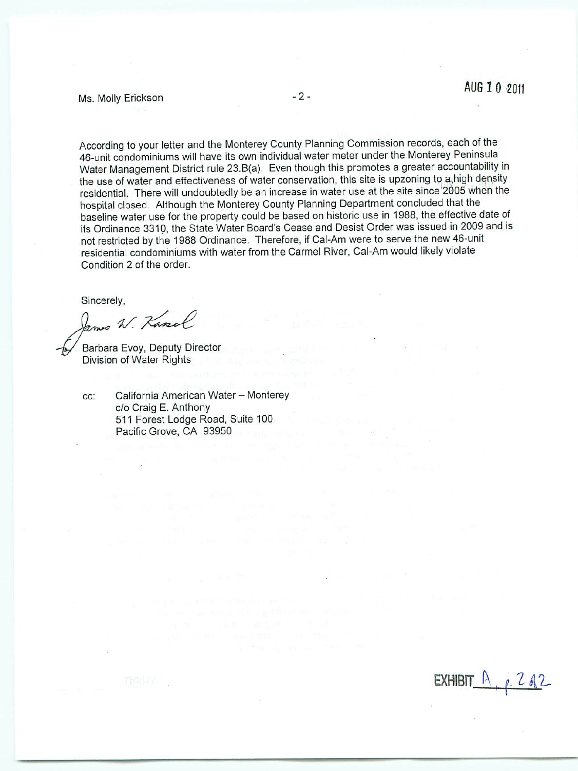Ms. Molly Erickson

AUG 10 2011

According to your letter and the Monterey County Planning Commission records, each of the 46-unit condominiums will have its own individual water meter under the Monterey Peninsula Water Management District rule 23.B(a). Even though this promotes a greater accountability in the use of water and effectiveness of water conservation, this site is upzoning to a high density residential. There will undoubtedly be an increase in water use at the site since 2005 when the hospital closed. Although the Monterey County Planning Department concluded that the baseline water use for the property could be based on historic use in 1988, the effective date of its Ordinance 3310, the State Water Board's Cease and Desist Order was issued in 2009 and is not restricted by the 1988 Ordinance. Therefore, if Cal-Am were to serve the new 46-unit residential condominiums with water from the Carmel River, Cal-Am would likely violate Condition 2 of the order.

Sincerely,

*James W. Kassel*

Barbara Evoy, Deputy Director
Division of Water Rights

cc: California American Water – Monterey
c/o Craig E. Anthony
511 Forest Lodge Road, Suite 100
Pacific Grove, CA 93950

EXHIBIT A p. 2 of 2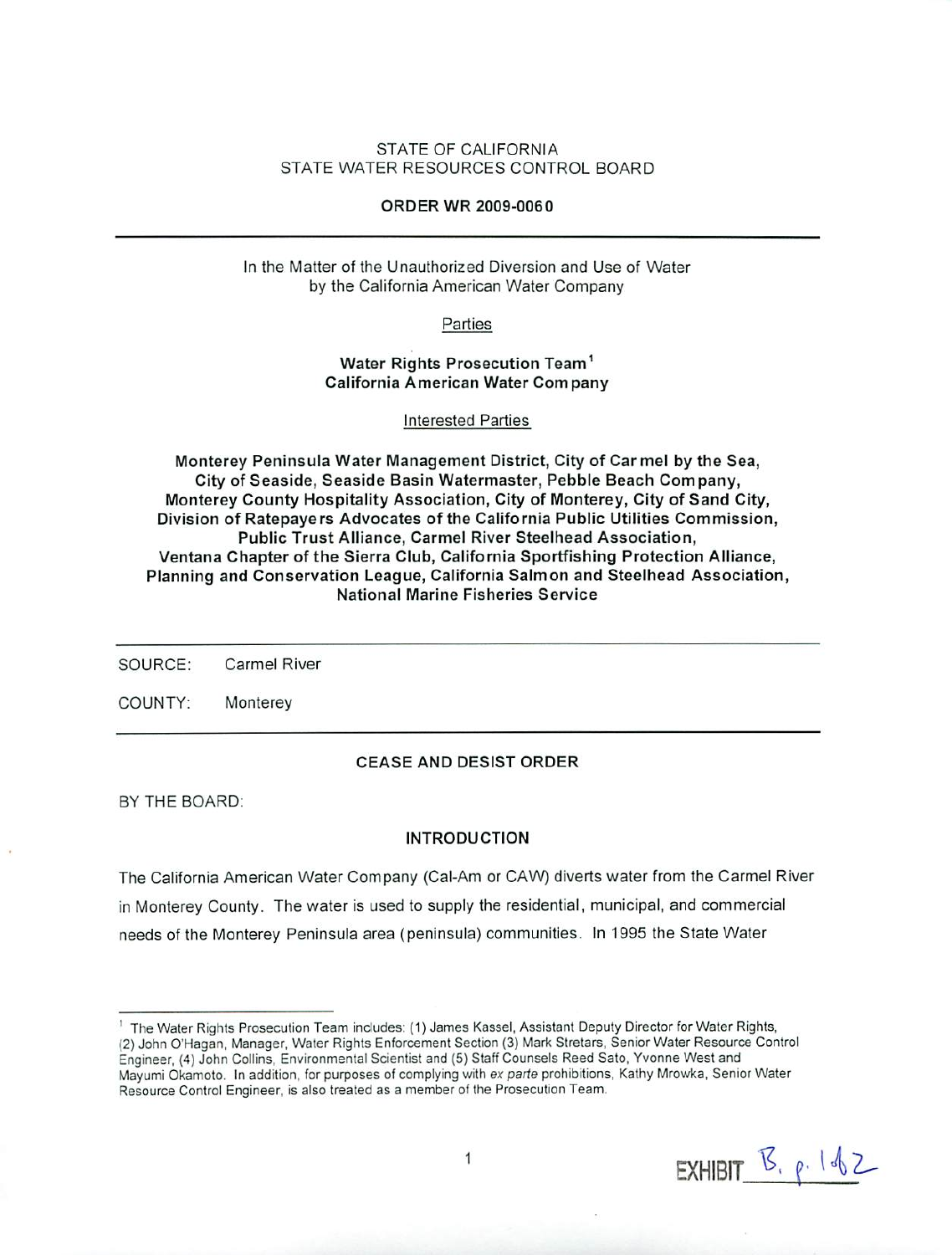STATE OF CALIFORNIA
STATE WATER RESOURCES CONTROL BOARD

**ORDER WR 2009-0060**

---

In the Matter of the Unauthorized Diversion and Use of Water
by the California American Water Company

Parties

**Water Rights Prosecution Team[1]**
**California American Water Company**

Interested Parties

**Monterey Peninsula Water Management District, City of Carmel by the Sea, City of Seaside, Seaside Basin Watermaster, Pebble Beach Company, Monterey County Hospitality Association, City of Monterey, City of Sand City, Division of Ratepayers Advocates of the California Public Utilities Commission, Public Trust Alliance, Carmel River Steelhead Association, Ventana Chapter of the Sierra Club, California Sportfishing Protection Alliance, Planning and Conservation League, California Salmon and Steelhead Association, National Marine Fisheries Service**

---

SOURCE: Carmel River

COUNTY: Monterey

---

**CEASE AND DESIST ORDER**

BY THE BOARD:

**INTRODUCTION**

The California American Water Company (Cal-Am or CAW) diverts water from the Carmel River in Monterey County. The water is used to supply the residential, municipal, and commercial needs of the Monterey Peninsula area (peninsula) communities. In 1995 the State Water

---

[1] The Water Rights Prosecution Team includes: (1) James Kassel, Assistant Deputy Director for Water Rights, (2) John O'Hagan, Manager, Water Rights Enforcement Section (3) Mark Stretars, Senior Water Resource Control Engineer, (4) John Collins, Environmental Scientist and (5) Staff Counsels Reed Sato, Yvonne West and Mayumi Okamoto. In addition, for purposes of complying with *ex parte* prohibitions, Kathy Mrowka, Senior Water Resource Control Engineer, is also treated as a member of the Prosecution Team.

EXHIBIT B, p. 1 of 2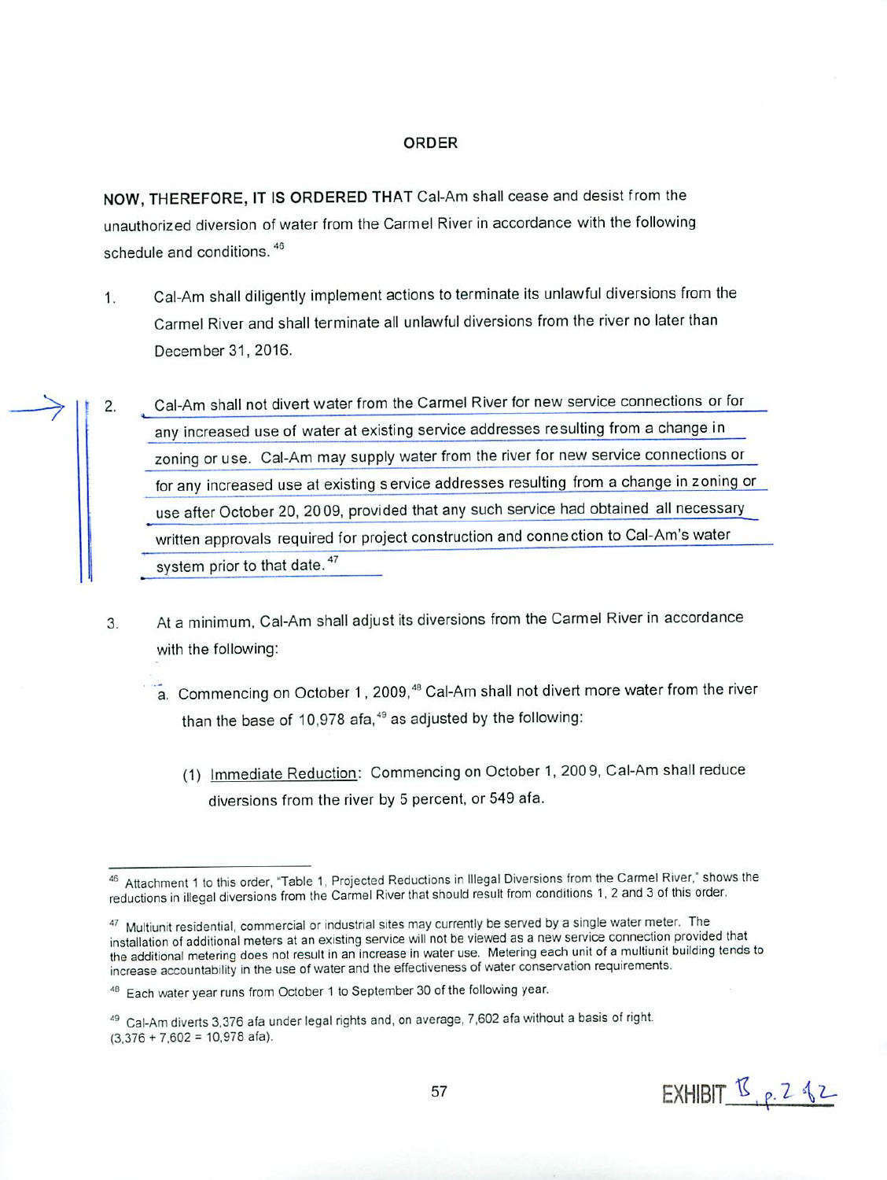## ORDER

**NOW, THEREFORE, IT IS ORDERED THAT** Cal-Am shall cease and desist from the unauthorized diversion of water from the Carmel River in accordance with the following schedule and conditions.[46]

1. Cal-Am shall diligently implement actions to terminate its unlawful diversions from the Carmel River and shall terminate all unlawful diversions from the river no later than December 31, 2016.

2. Cal-Am shall not divert water from the Carmel River for new service connections or for any increased use of water at existing service addresses resulting from a change in zoning or use. Cal-Am may supply water from the river for new service connections or for any increased use at existing service addresses resulting from a change in zoning or use after October 20, 2009, provided that any such service had obtained all necessary written approvals required for project construction and connection to Cal-Am's water system prior to that date.[47]

3. At a minimum, Cal-Am shall adjust its diversions from the Carmel River in accordance with the following:

   a. Commencing on October 1, 2009,[48] Cal-Am shall not divert more water from the river than the base of 10,978 afa,[49] as adjusted by the following:

      (1) Immediate Reduction: Commencing on October 1, 2009, Cal-Am shall reduce diversions from the river by 5 percent, or 549 afa.

---

[46] Attachment 1 to this order, "Table 1, Projected Reductions in Illegal Diversions from the Carmel River," shows the reductions in illegal diversions from the Carmel River that should result from conditions 1, 2 and 3 of this order.

[47] Multiunit residential, commercial or industrial sites may currently be served by a single water meter. The installation of additional meters at an existing service will not be viewed as a new service connection provided that the additional metering does not result in an increase in water use. Metering each unit of a multiunit building tends to increase accountability in the use of water and the effectiveness of water conservation requirements.

[48] Each water year runs from October 1 to September 30 of the following year.

[49] Cal-Am diverts 3,376 afa under legal rights and, on average, 7,602 afa without a basis of right. (3,376 + 7,602 = 10,978 afa).

EXHIBIT B, p. 2 of 2